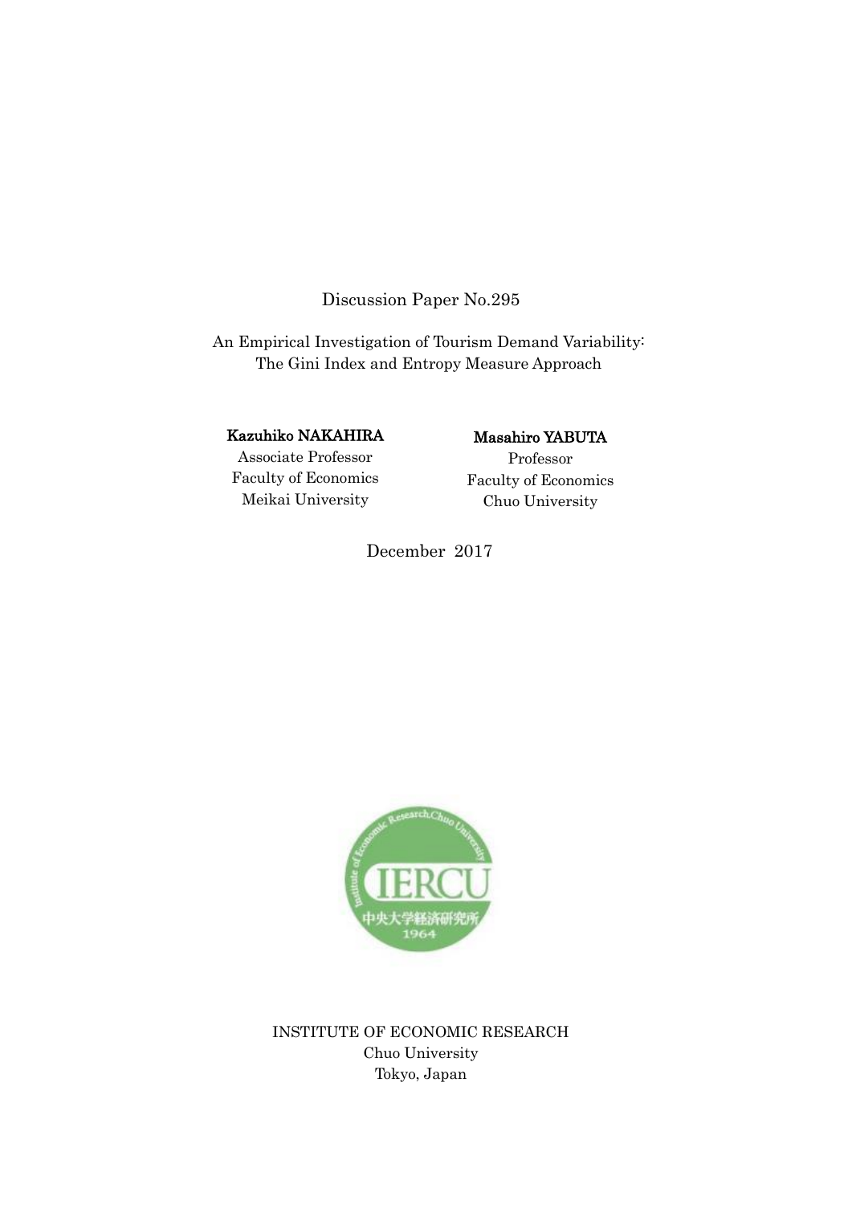Discussion Paper No.295

# An Empirical Investigation of Tourism Demand Variability: The Gini Index and Entropy Measure Approach

**Kazuhiko NAKAHIRA**
Associate Professor
Faculty of Economics
Meikai University

**Masahiro YABUTA**
Professor
Faculty of Economics
Chuo University

December 2017

INSTITUTE OF ECONOMIC RESEARCH
Chuo University
Tokyo, Japan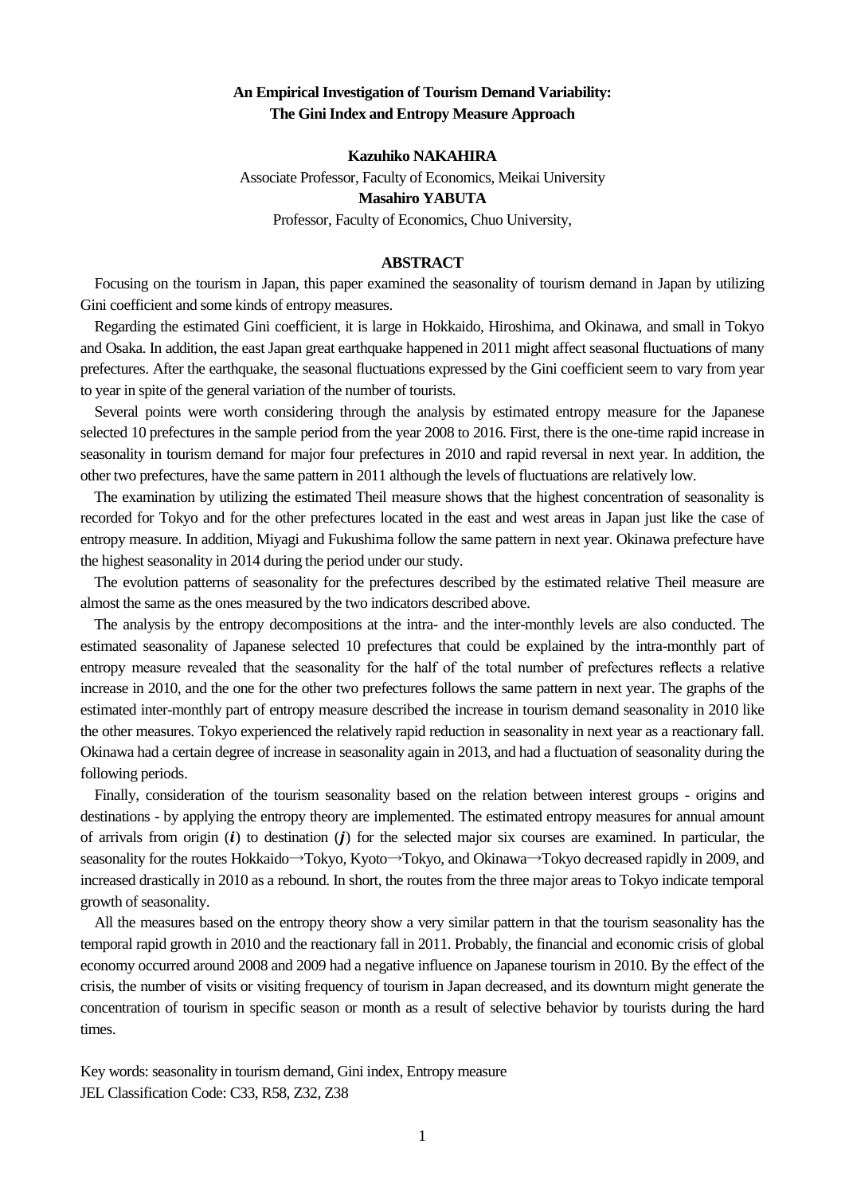**An Empirical Investigation of Tourism Demand Variability: The Gini Index and Entropy Measure Approach**

**Kazuhiko NAKAHIRA**

Associate Professor, Faculty of Economics, Meikai University

**Masahiro YABUTA**

Professor, Faculty of Economics, Chuo University,

## ABSTRACT

Focusing on the tourism in Japan, this paper examined the seasonality of tourism demand in Japan by utilizing Gini coefficient and some kinds of entropy measures.

Regarding the estimated Gini coefficient, it is large in Hokkaido, Hiroshima, and Okinawa, and small in Tokyo and Osaka. In addition, the east Japan great earthquake happened in 2011 might affect seasonal fluctuations of many prefectures. After the earthquake, the seasonal fluctuations expressed by the Gini coefficient seem to vary from year to year in spite of the general variation of the number of tourists.

Several points were worth considering through the analysis by estimated entropy measure for the Japanese selected 10 prefectures in the sample period from the year 2008 to 2016. First, there is the one-time rapid increase in seasonality in tourism demand for major four prefectures in 2010 and rapid reversal in next year. In addition, the other two prefectures, have the same pattern in 2011 although the levels of fluctuations are relatively low.

The examination by utilizing the estimated Theil measure shows that the highest concentration of seasonality is recorded for Tokyo and for the other prefectures located in the east and west areas in Japan just like the case of entropy measure. In addition, Miyagi and Fukushima follow the same pattern in next year. Okinawa prefecture have the highest seasonality in 2014 during the period under our study.

The evolution patterns of seasonality for the prefectures described by the estimated relative Theil measure are almost the same as the ones measured by the two indicators described above.

The analysis by the entropy decompositions at the intra- and the inter-monthly levels are also conducted. The estimated seasonality of Japanese selected 10 prefectures that could be explained by the intra-monthly part of entropy measure revealed that the seasonality for the half of the total number of prefectures reflects a relative increase in 2010, and the one for the other two prefectures follows the same pattern in next year. The graphs of the estimated inter-monthly part of entropy measure described the increase in tourism demand seasonality in 2010 like the other measures. Tokyo experienced the relatively rapid reduction in seasonality in next year as a reactionary fall. Okinawa had a certain degree of increase in seasonality again in 2013, and had a fluctuation of seasonality during the following periods.

Finally, consideration of the tourism seasonality based on the relation between interest groups - origins and destinations - by applying the entropy theory are implemented. The estimated entropy measures for annual amount of arrivals from origin ($\boldsymbol{i}$) to destination ($\boldsymbol{j}$) for the selected major six courses are examined. In particular, the seasonality for the routes Hokkaido→Tokyo, Kyoto→Tokyo, and Okinawa→Tokyo decreased rapidly in 2009, and increased drastically in 2010 as a rebound. In short, the routes from the three major areas to Tokyo indicate temporal growth of seasonality.

All the measures based on the entropy theory show a very similar pattern in that the tourism seasonality has the temporal rapid growth in 2010 and the reactionary fall in 2011. Probably, the financial and economic crisis of global economy occurred around 2008 and 2009 had a negative influence on Japanese tourism in 2010. By the effect of the crisis, the number of visits or visiting frequency of tourism in Japan decreased, and its downturn might generate the concentration of tourism in specific season or month as a result of selective behavior by tourists during the hard times.

Key words: seasonality in tourism demand, Gini index, Entropy measure

JEL Classification Code: C33, R58, Z32, Z38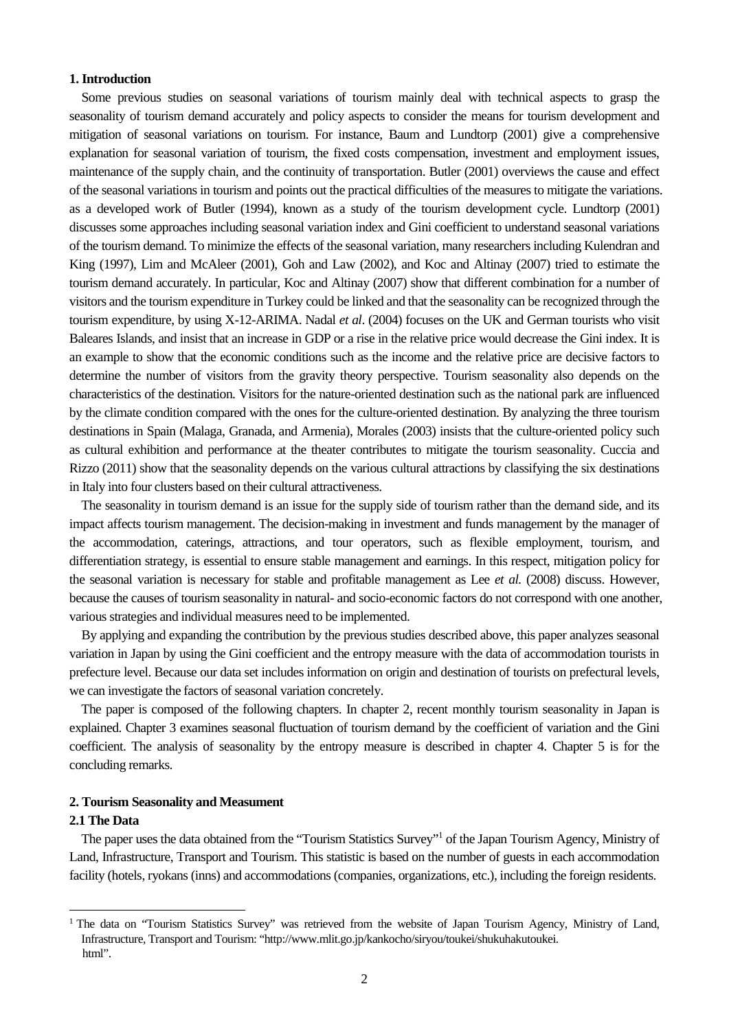## 1. Introduction

Some previous studies on seasonal variations of tourism mainly deal with technical aspects to grasp the seasonality of tourism demand accurately and policy aspects to consider the means for tourism development and mitigation of seasonal variations on tourism. For instance, Baum and Lundtorp (2001) give a comprehensive explanation for seasonal variation of tourism, the fixed costs compensation, investment and employment issues, maintenance of the supply chain, and the continuity of transportation. Butler (2001) overviews the cause and effect of the seasonal variations in tourism and points out the practical difficulties of the measures to mitigate the variations. as a developed work of Butler (1994), known as a study of the tourism development cycle. Lundtorp (2001) discusses some approaches including seasonal variation index and Gini coefficient to understand seasonal variations of the tourism demand. To minimize the effects of the seasonal variation, many researchers including Kulendran and King (1997), Lim and McAleer (2001), Goh and Law (2002), and Koc and Altinay (2007) tried to estimate the tourism demand accurately. In particular, Koc and Altinay (2007) show that different combination for a number of visitors and the tourism expenditure in Turkey could be linked and that the seasonality can be recognized through the tourism expenditure, by using X-12-ARIMA. Nadal *et al*. (2004) focuses on the UK and German tourists who visit Baleares Islands, and insist that an increase in GDP or a rise in the relative price would decrease the Gini index. It is an example to show that the economic conditions such as the income and the relative price are decisive factors to determine the number of visitors from the gravity theory perspective. Tourism seasonality also depends on the characteristics of the destination. Visitors for the nature-oriented destination such as the national park are influenced by the climate condition compared with the ones for the culture-oriented destination. By analyzing the three tourism destinations in Spain (Malaga, Granada, and Armenia), Morales (2003) insists that the culture-oriented policy such as cultural exhibition and performance at the theater contributes to mitigate the tourism seasonality. Cuccia and Rizzo (2011) show that the seasonality depends on the various cultural attractions by classifying the six destinations in Italy into four clusters based on their cultural attractiveness.

The seasonality in tourism demand is an issue for the supply side of tourism rather than the demand side, and its impact affects tourism management. The decision-making in investment and funds management by the manager of the accommodation, caterings, attractions, and tour operators, such as flexible employment, tourism, and differentiation strategy, is essential to ensure stable management and earnings. In this respect, mitigation policy for the seasonal variation is necessary for stable and profitable management as Lee *et al.* (2008) discuss. However, because the causes of tourism seasonality in natural- and socio-economic factors do not correspond with one another, various strategies and individual measures need to be implemented.

By applying and expanding the contribution by the previous studies described above, this paper analyzes seasonal variation in Japan by using the Gini coefficient and the entropy measure with the data of accommodation tourists in prefecture level. Because our data set includes information on origin and destination of tourists on prefectural levels, we can investigate the factors of seasonal variation concretely.

The paper is composed of the following chapters. In chapter 2, recent monthly tourism seasonality in Japan is explained. Chapter 3 examines seasonal fluctuation of tourism demand by the coefficient of variation and the Gini coefficient. The analysis of seasonality by the entropy measure is described in chapter 4. Chapter 5 is for the concluding remarks.

## 2. Tourism Seasonality and Measument

### 2.1 The Data

The paper uses the data obtained from the "Tourism Statistics Survey"[1] of the Japan Tourism Agency, Ministry of Land, Infrastructure, Transport and Tourism. This statistic is based on the number of guests in each accommodation facility (hotels, ryokans (inns) and accommodations (companies, organizations, etc.), including the foreign residents.

---

[1] The data on "Tourism Statistics Survey" was retrieved from the website of Japan Tourism Agency, Ministry of Land, Infrastructure, Transport and Tourism: "http://www.mlit.go.jp/kankocho/siryou/toukei/shukuhakutoukei.html".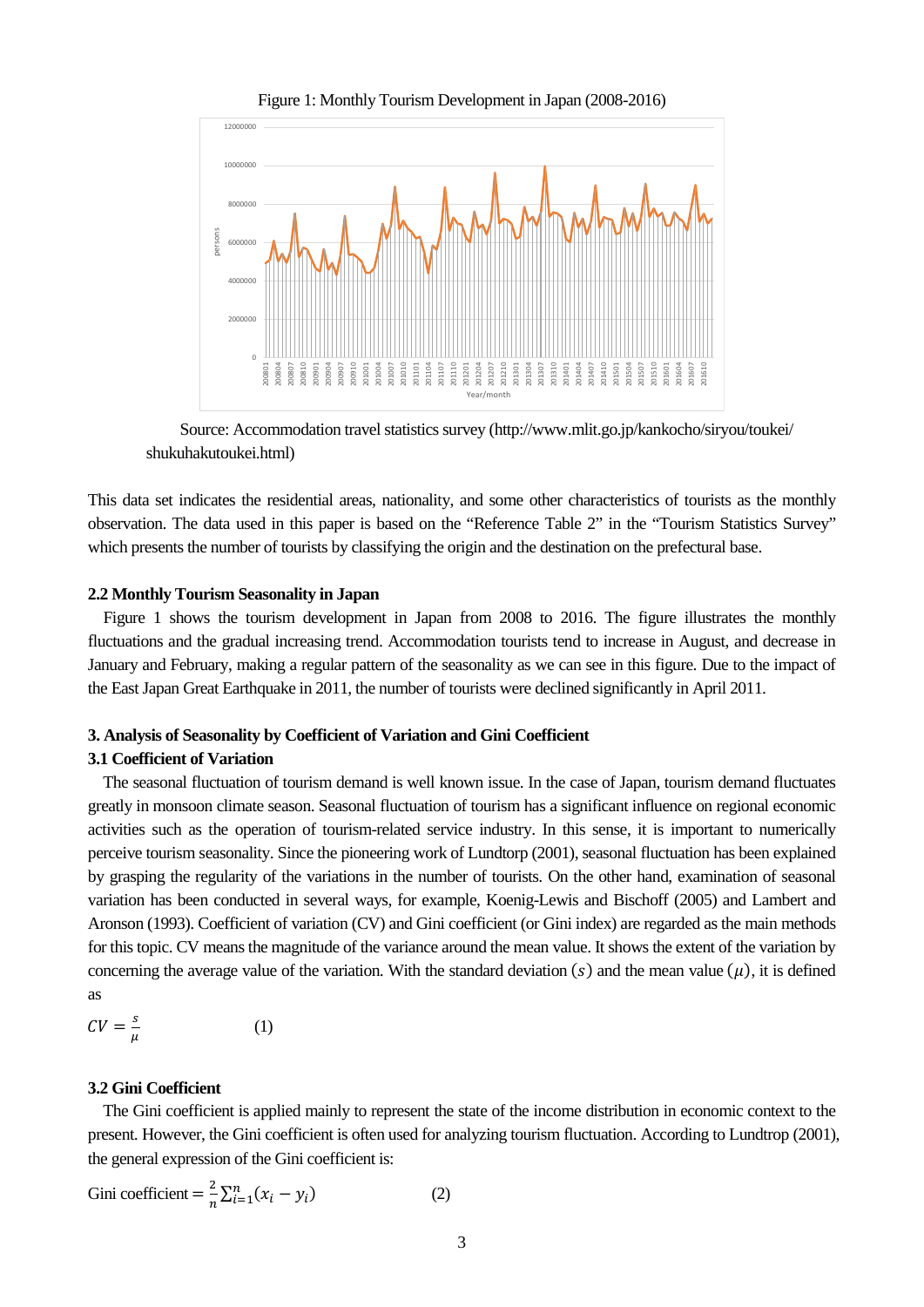Figure 1: Monthly Tourism Development in Japan (2008-2016)

12000000
10000000
8000000
6000000
4000000
2000000
0

persons

200801 200804 200807 200810 200901 200904 200907 200910 201001 201004 201007 201010 201101 201104 201107 201110 201201 201204 201207 201210 201301 201304 201307 201310 201401 201404 201407 201410 201501 201504 201507 201510 201601 201604 201607 201610

Year/month

Source: Accommodation travel statistics survey (http://www.mlit.go.jp/kankocho/siryou/toukei/shukuhakutoukei.html)

This data set indicates the residential areas, nationality, and some other characteristics of tourists as the monthly observation. The data used in this paper is based on the "Reference Table 2" in the "Tourism Statistics Survey" which presents the number of tourists by classifying the origin and the destination on the prefectural base.

### 2.2 Monthly Tourism Seasonality in Japan

Figure 1 shows the tourism development in Japan from 2008 to 2016. The figure illustrates the monthly fluctuations and the gradual increasing trend. Accommodation tourists tend to increase in August, and decrease in January and February, making a regular pattern of the seasonality as we can see in this figure. Due to the impact of the East Japan Great Earthquake in 2011, the number of tourists were declined significantly in April 2011.

## 3. Analysis of Seasonality by Coefficient of Variation and Gini Coefficient

### 3.1 Coefficient of Variation

The seasonal fluctuation of tourism demand is well known issue. In the case of Japan, tourism demand fluctuates greatly in monsoon climate season. Seasonal fluctuation of tourism has a significant influence on regional economic activities such as the operation of tourism-related service industry. In this sense, it is important to numerically perceive tourism seasonality. Since the pioneering work of Lundtorp (2001), seasonal fluctuation has been explained by grasping the regularity of the variations in the number of tourists. On the other hand, examination of seasonal variation has been conducted in several ways, for example, Koenig-Lewis and Bischoff (2005) and Lambert and Aronson (1993). Coefficient of variation (CV) and Gini coefficient (or Gini index) are regarded as the main methods for this topic. CV means the magnitude of the variance around the mean value. It shows the extent of the variation by concerning the average value of the variation. With the standard deviation $(s)$ and the mean value $(\mu)$, it is defined as

$$CV = \frac{s}{\mu} \qquad (1)$$

### 3.2 Gini Coefficient

The Gini coefficient is applied mainly to represent the state of the income distribution in economic context to the present. However, the Gini coefficient is often used for analyzing tourism fluctuation. According to Lundtrop (2001), the general expression of the Gini coefficient is:

$$\text{Gini coefficient} = \frac{2}{n}\sum_{i=1}^{n}(x_i - y_i) \qquad (2)$$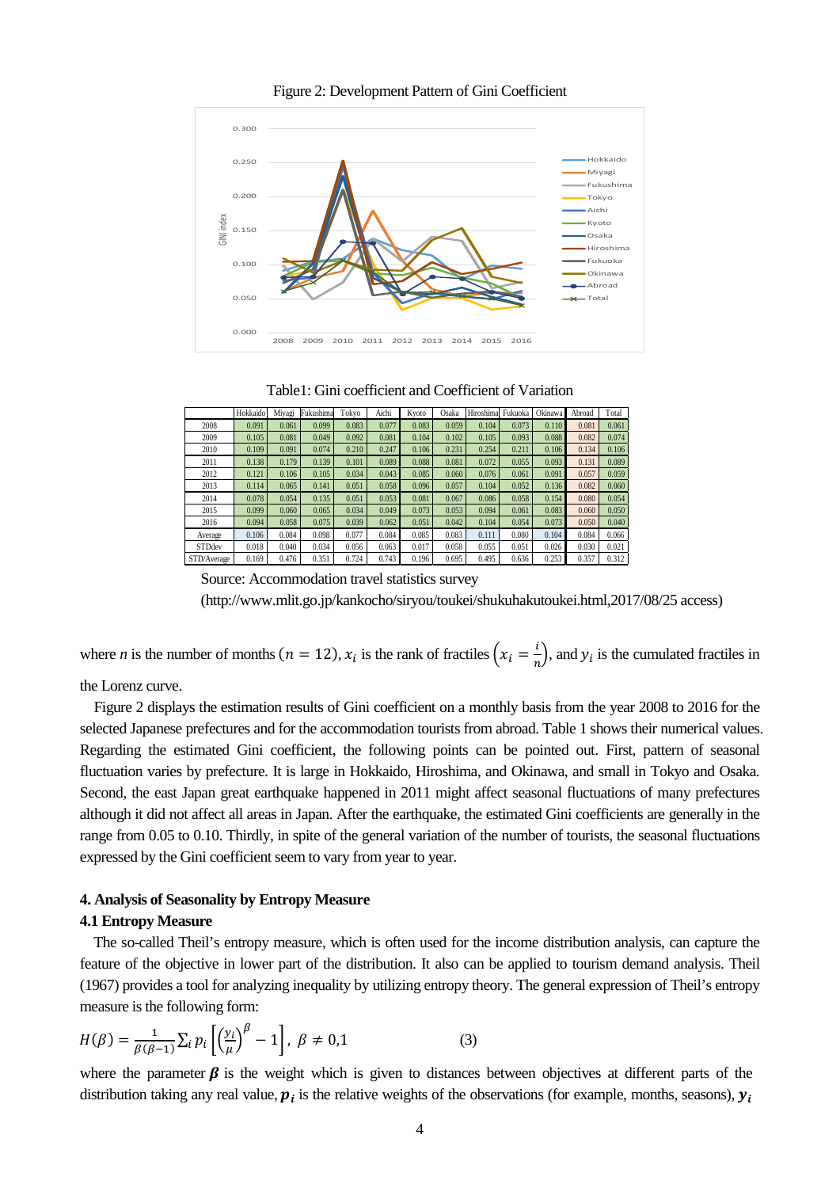Figure 2: Development Pattern of Gini Coefficient

0.300
0.250
0.200
0.150
0.100
0.050
0.000
GINI index
2008 2009 2010 2011 2012 2013 2014 2015 2016
Hokkaido
Miyagi
Fukushima
Tokyo
Aichi
Kyoto
Osaka
Hiroshima
Fukuoka
Okinawa
Abroad
Total

Table1: Gini coefficient and Coefficient of Variation

| | Hokkaido | Miyagi | Fukushima | Tokyo | Aichi | Kyoto | Osaka | Hiroshima | Fukuoka | Okinawa | Abroad | Total |
|---|---|---|---|---|---|---|---|---|---|---|---|---|
| 2008 | 0.091 | 0.061 | 0.099 | 0.083 | 0.077 | 0.083 | 0.059 | 0.104 | 0.073 | 0.110 | 0.081 | 0.061 |
| 2009 | 0.105 | 0.081 | 0.049 | 0.092 | 0.081 | 0.104 | 0.102 | 0.105 | 0.093 | 0.088 | 0.082 | 0.074 |
| 2010 | 0.109 | 0.091 | 0.074 | 0.210 | 0.247 | 0.106 | 0.231 | 0.254 | 0.211 | 0.106 | 0.134 | 0.106 |
| 2011 | 0.138 | 0.179 | 0.139 | 0.101 | 0.089 | 0.088 | 0.081 | 0.072 | 0.055 | 0.093 | 0.131 | 0.089 |
| 2012 | 0.121 | 0.106 | 0.105 | 0.034 | 0.043 | 0.085 | 0.060 | 0.076 | 0.061 | 0.091 | 0.057 | 0.059 |
| 2013 | 0.114 | 0.065 | 0.141 | 0.051 | 0.058 | 0.096 | 0.057 | 0.104 | 0.052 | 0.136 | 0.082 | 0.060 |
| 2014 | 0.078 | 0.054 | 0.135 | 0.051 | 0.053 | 0.081 | 0.067 | 0.086 | 0.058 | 0.154 | 0.080 | 0.054 |
| 2015 | 0.099 | 0.060 | 0.065 | 0.034 | 0.049 | 0.073 | 0.053 | 0.094 | 0.061 | 0.083 | 0.060 | 0.050 |
| 2016 | 0.094 | 0.058 | 0.075 | 0.039 | 0.062 | 0.051 | 0.042 | 0.104 | 0.054 | 0.073 | 0.050 | 0.040 |
| Average | 0.106 | 0.084 | 0.098 | 0.077 | 0.084 | 0.085 | 0.083 | 0.111 | 0.080 | 0.104 | 0.084 | 0.066 |
| STDdev | 0.018 | 0.040 | 0.034 | 0.056 | 0.063 | 0.017 | 0.058 | 0.055 | 0.051 | 0.026 | 0.030 | 0.021 |
| STD/Average | 0.169 | 0.476 | 0.351 | 0.724 | 0.743 | 0.196 | 0.695 | 0.495 | 0.636 | 0.253 | 0.357 | 0.312 |

Source: Accommodation travel statistics survey
(http://www.mlit.go.jp/kankocho/siryou/toukei/shukuhakutoukei.html,2017/08/25 access)

where $n$ is the number of months $(n = 12)$, $x_i$ is the rank of fractiles $\left(x_i = \frac{i}{n}\right)$, and $y_i$ is the cumulated fractiles in the Lorenz curve.

Figure 2 displays the estimation results of Gini coefficient on a monthly basis from the year 2008 to 2016 for the selected Japanese prefectures and for the accommodation tourists from abroad. Table 1 shows their numerical values. Regarding the estimated Gini coefficient, the following points can be pointed out. First, pattern of seasonal fluctuation varies by prefecture. It is large in Hokkaido, Hiroshima, and Okinawa, and small in Tokyo and Osaka. Second, the east Japan great earthquake happened in 2011 might affect seasonal fluctuations of many prefectures although it did not affect all areas in Japan. After the earthquake, the estimated Gini coefficients are generally in the range from 0.05 to 0.10. Thirdly, in spite of the general variation of the number of tourists, the seasonal fluctuations expressed by the Gini coefficient seem to vary from year to year.

## 4. Analysis of Seasonality by Entropy Measure

### 4.1 Entropy Measure

The so-called Theil's entropy measure, which is often used for the income distribution analysis, can capture the feature of the objective in lower part of the distribution. It also can be applied to tourism demand analysis. Theil (1967) provides a tool for analyzing inequality by utilizing entropy theory. The general expression of Theil's entropy measure is the following form:

$$H(\beta) = \frac{1}{\beta(\beta-1)} \sum_i p_i \left[ \left( \frac{y_i}{\mu} \right)^{\beta} - 1 \right], \ \beta \neq 0,1 \qquad (3)$$

where the parameter $\boldsymbol{\beta}$ is the weight which is given to distances between objectives at different parts of the distribution taking any real value, $\boldsymbol{p_i}$ is the relative weights of the observations (for example, months, seasons), $\boldsymbol{y_i}$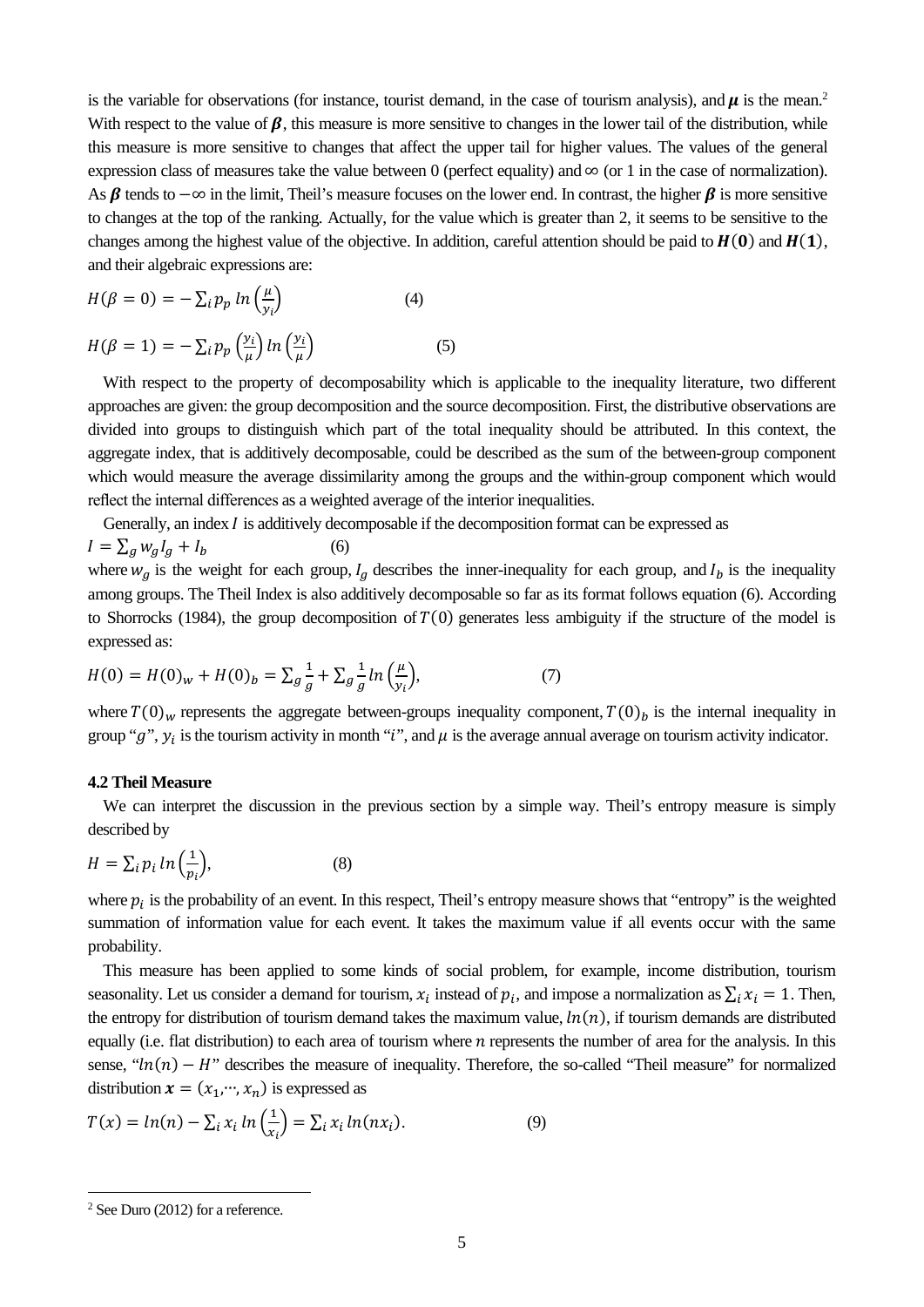is the variable for observations (for instance, tourist demand, in the case of tourism analysis), and $\boldsymbol{\mu}$ is the mean.[2] With respect to the value of $\boldsymbol{\beta}$, this measure is more sensitive to changes in the lower tail of the distribution, while this measure is more sensitive to changes that affect the upper tail for higher values. The values of the general expression class of measures take the value between 0 (perfect equality) and $\infty$ (or 1 in the case of normalization). As $\boldsymbol{\beta}$ tends to $-\infty$ in the limit, Theil's measure focuses on the lower end. In contrast, the higher $\boldsymbol{\beta}$ is more sensitive to changes at the top of the ranking. Actually, for the value which is greater than 2, it seems to be sensitive to the changes among the highest value of the objective. In addition, careful attention should be paid to $\boldsymbol{H(0)}$ and $\boldsymbol{H(1)}$, and their algebraic expressions are:

$$H(\beta = 0) = -\sum_i p_p \ln\left(\frac{\mu}{y_i}\right) \qquad (4)$$

$$H(\beta = 1) = -\sum_i p_p \left(\frac{y_i}{\mu}\right) \ln\left(\frac{y_i}{\mu}\right) \qquad (5)$$

With respect to the property of decomposability which is applicable to the inequality literature, two different approaches are given: the group decomposition and the source decomposition. First, the distributive observations are divided into groups to distinguish which part of the total inequality should be attributed. In this context, the aggregate index, that is additively decomposable, could be described as the sum of the between-group component which would measure the average dissimilarity among the groups and the within-group component which would reflect the internal differences as a weighted average of the interior inequalities.

Generally, an index $I$ is additively decomposable if the decomposition format can be expressed as

$$I = \sum_g w_g I_g + I_b \qquad (6)$$

where $w_g$ is the weight for each group, $I_g$ describes the inner-inequality for each group, and $I_b$ is the inequality among groups. The Theil Index is also additively decomposable so far as its format follows equation (6). According to Shorrocks (1984), the group decomposition of $T(0)$ generates less ambiguity if the structure of the model is expressed as:

$$H(0) = H(0)_w + H(0)_b = \sum_g \frac{1}{g} + \sum_g \frac{1}{g} \ln\left(\frac{\mu}{y_i}\right), \qquad (7)$$

where $T(0)_w$ represents the aggregate between-groups inequality component, $T(0)_b$ is the internal inequality in group "$g$", $y_i$ is the tourism activity in month "$i$", and $\mu$ is the average annual average on tourism activity indicator.

### 4.2 Theil Measure

We can interpret the discussion in the previous section by a simple way. Theil's entropy measure is simply described by

$$H = \sum_i p_i \ln\left(\frac{1}{p_i}\right), \qquad (8)$$

where $p_i$ is the probability of an event. In this respect, Theil's entropy measure shows that "entropy" is the weighted summation of information value for each event. It takes the maximum value if all events occur with the same probability.

This measure has been applied to some kinds of social problem, for example, income distribution, tourism seasonality. Let us consider a demand for tourism, $x_i$ instead of $p_i$, and impose a normalization as $\sum_i x_i = 1$. Then, the entropy for distribution of tourism demand takes the maximum value, $ln(n)$, if tourism demands are distributed equally (i.e. flat distribution) to each area of tourism where $n$ represents the number of area for the analysis. In this sense, "$ln(n) - H$" describes the measure of inequality. Therefore, the so-called "Theil measure" for normalized distribution $\boldsymbol{x} = (x_1, \cdots, x_n)$ is expressed as

$$T(x) = \ln(n) - \sum_i x_i \ln\left(\frac{1}{x_i}\right) = \sum_i x_i \ln(n x_i). \qquad (9)$$

[2] See Duro (2012) for a reference.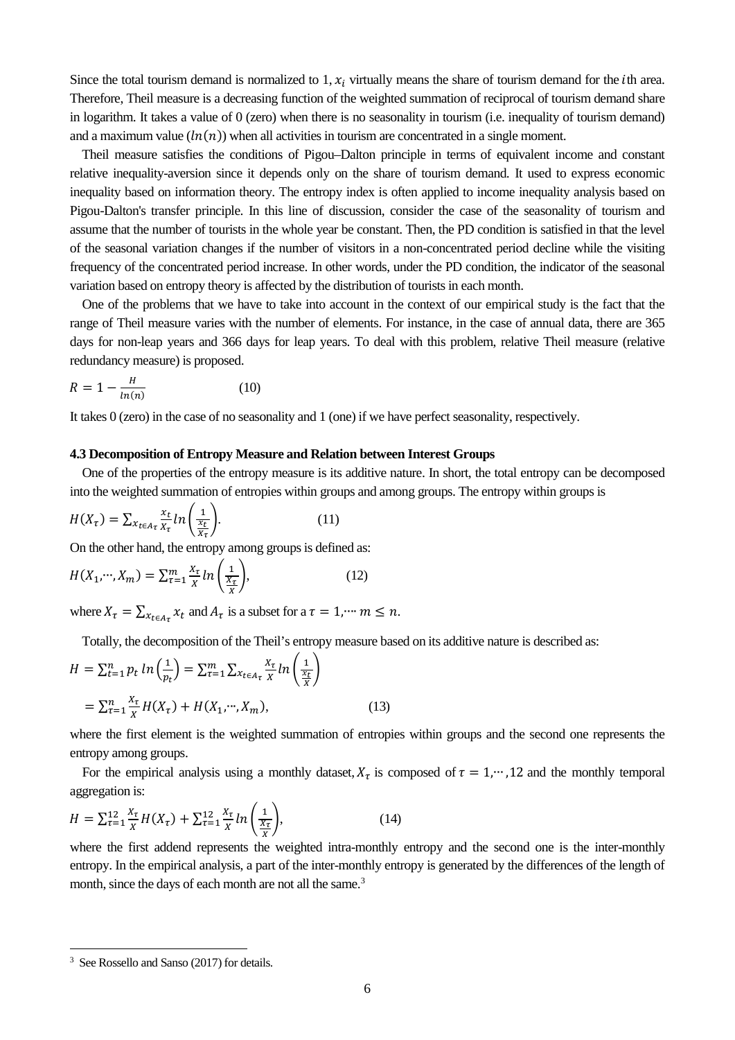Since the total tourism demand is normalized to 1, $x_i$ virtually means the share of tourism demand for the $i$th area. Therefore, Theil measure is a decreasing function of the weighted summation of reciprocal of tourism demand share in logarithm. It takes a value of 0 (zero) when there is no seasonality in tourism (i.e. inequality of tourism demand) and a maximum value ($ln(n)$) when all activities in tourism are concentrated in a single moment.

Theil measure satisfies the conditions of Pigou–Dalton principle in terms of equivalent income and constant relative inequality-aversion since it depends only on the share of tourism demand. It used to express economic inequality based on information theory. The entropy index is often applied to income inequality analysis based on Pigou-Dalton's transfer principle. In this line of discussion, consider the case of the seasonality of tourism and assume that the number of tourists in the whole year be constant. Then, the PD condition is satisfied in that the level of the seasonal variation changes if the number of visitors in a non-concentrated period decline while the visiting frequency of the concentrated period increase. In other words, under the PD condition, the indicator of the seasonal variation based on entropy theory is affected by the distribution of tourists in each month.

One of the problems that we have to take into account in the context of our empirical study is the fact that the range of Theil measure varies with the number of elements. For instance, in the case of annual data, there are 365 days for non-leap years and 366 days for leap years. To deal with this problem, relative Theil measure (relative redundancy measure) is proposed.

$$R = 1 - \frac{H}{ln(n)} \qquad (10)$$

It takes 0 (zero) in the case of no seasonality and 1 (one) if we have perfect seasonality, respectively.

### 4.3 Decomposition of Entropy Measure and Relation between Interest Groups

One of the properties of the entropy measure is its additive nature. In short, the total entropy can be decomposed into the weighted summation of entropies within groups and among groups. The entropy within groups is

$$H(X_\tau) = \sum_{x_t \in A_\tau} \frac{x_t}{X_\tau} ln\left(\frac{1}{\frac{x_t}{X_\tau}}\right). \qquad (11)$$

On the other hand, the entropy among groups is defined as:

$$H(X_1, \cdots, X_m) = \sum_{\tau=1}^{m} \frac{X_\tau}{X} ln\left(\frac{1}{\frac{X_\tau}{X}}\right), \qquad (12)$$

where $X_\tau = \sum_{x_t \in A_\tau} x_t$ and $A_\tau$ is a subset for a $\tau = 1, \cdots m \leq n$.

Totally, the decomposition of the Theil's entropy measure based on its additive nature is described as:

$$H = \sum_{t=1}^{n} p_t \, ln\left(\frac{1}{p_t}\right) = \sum_{\tau=1}^{m} \sum_{x_t \in A_\tau} \frac{X_\tau}{X} ln\left(\frac{1}{\frac{x_t}{X}}\right)$$

$$= \sum_{\tau=1}^{n} \frac{X_\tau}{X} H(X_\tau) + H(X_1, \cdots, X_m), \qquad (13)$$

where the first element is the weighted summation of entropies within groups and the second one represents the entropy among groups.

For the empirical analysis using a monthly dataset, $X_\tau$ is composed of $\tau = 1, \cdots, 12$ and the monthly temporal aggregation is:

$$H = \sum_{\tau=1}^{12} \frac{X_\tau}{X} H(X_\tau) + \sum_{\tau=1}^{12} \frac{X_\tau}{X} ln\left(\frac{1}{\frac{X_\tau}{X}}\right), \qquad (14)$$

where the first addend represents the weighted intra-monthly entropy and the second one is the inter-monthly entropy. In the empirical analysis, a part of the inter-monthly entropy is generated by the differences of the length of month, since the days of each month are not all the same.[3]

[3] See Rossello and Sanso (2017) for details.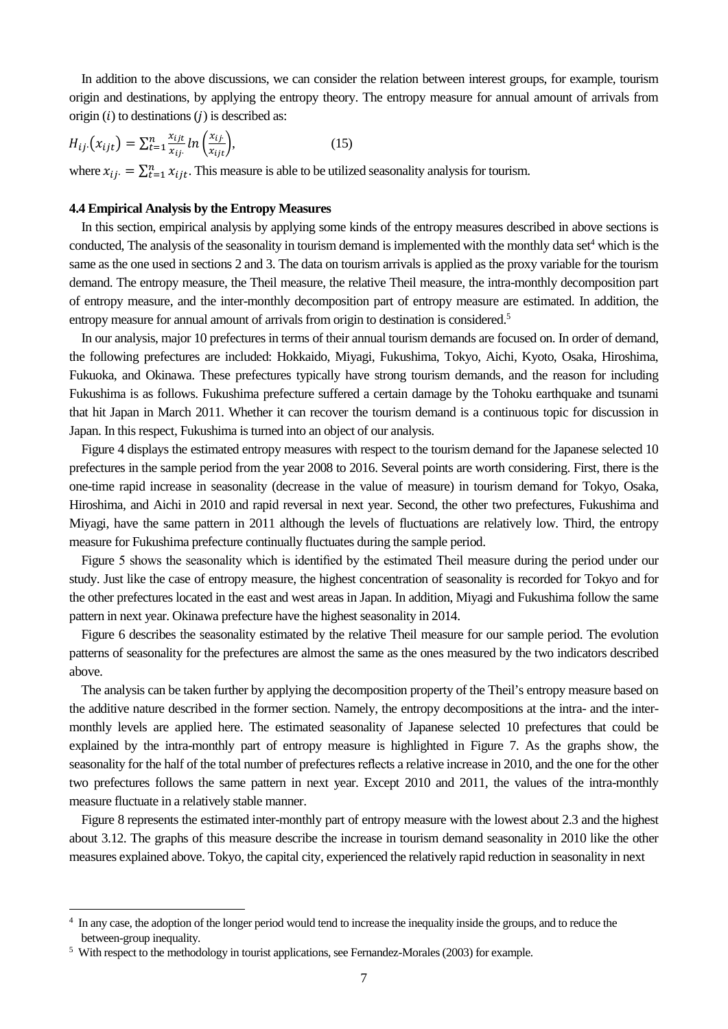In addition to the above discussions, we can consider the relation between interest groups, for example, tourism origin and destinations, by applying the entropy theory. The entropy measure for annual amount of arrivals from origin ($i$) to destinations ($j$) is described as:

$$H_{ij\cdot}(x_{ijt}) = \sum_{t=1}^{n} \frac{x_{ijt}}{x_{ij\cdot}} ln\left(\frac{x_{ij\cdot}}{x_{ijt}}\right), \qquad (15)$$

where $x_{ij\cdot} = \sum_{t=1}^{n} x_{ijt}$. This measure is able to be utilized seasonality analysis for tourism.

### 4.4 Empirical Analysis by the Entropy Measures

In this section, empirical analysis by applying some kinds of the entropy measures described in above sections is conducted, The analysis of the seasonality in tourism demand is implemented with the monthly data set[4] which is the same as the one used in sections 2 and 3. The data on tourism arrivals is applied as the proxy variable for the tourism demand. The entropy measure, the Theil measure, the relative Theil measure, the intra-monthly decomposition part of entropy measure, and the inter-monthly decomposition part of entropy measure are estimated. In addition, the entropy measure for annual amount of arrivals from origin to destination is considered.[5]

In our analysis, major 10 prefectures in terms of their annual tourism demands are focused on. In order of demand, the following prefectures are included: Hokkaido, Miyagi, Fukushima, Tokyo, Aichi, Kyoto, Osaka, Hiroshima, Fukuoka, and Okinawa. These prefectures typically have strong tourism demands, and the reason for including Fukushima is as follows. Fukushima prefecture suffered a certain damage by the Tohoku earthquake and tsunami that hit Japan in March 2011. Whether it can recover the tourism demand is a continuous topic for discussion in Japan. In this respect, Fukushima is turned into an object of our analysis.

Figure 4 displays the estimated entropy measures with respect to the tourism demand for the Japanese selected 10 prefectures in the sample period from the year 2008 to 2016. Several points are worth considering. First, there is the one-time rapid increase in seasonality (decrease in the value of measure) in tourism demand for Tokyo, Osaka, Hiroshima, and Aichi in 2010 and rapid reversal in next year. Second, the other two prefectures, Fukushima and Miyagi, have the same pattern in 2011 although the levels of fluctuations are relatively low. Third, the entropy measure for Fukushima prefecture continually fluctuates during the sample period.

Figure 5 shows the seasonality which is identified by the estimated Theil measure during the period under our study. Just like the case of entropy measure, the highest concentration of seasonality is recorded for Tokyo and for the other prefectures located in the east and west areas in Japan. In addition, Miyagi and Fukushima follow the same pattern in next year. Okinawa prefecture have the highest seasonality in 2014.

Figure 6 describes the seasonality estimated by the relative Theil measure for our sample period. The evolution patterns of seasonality for the prefectures are almost the same as the ones measured by the two indicators described above.

The analysis can be taken further by applying the decomposition property of the Theil's entropy measure based on the additive nature described in the former section. Namely, the entropy decompositions at the intra- and the inter-monthly levels are applied here. The estimated seasonality of Japanese selected 10 prefectures that could be explained by the intra-monthly part of entropy measure is highlighted in Figure 7. As the graphs show, the seasonality for the half of the total number of prefectures reflects a relative increase in 2010, and the one for the other two prefectures follows the same pattern in next year. Except 2010 and 2011, the values of the intra-monthly measure fluctuate in a relatively stable manner.

Figure 8 represents the estimated inter-monthly part of entropy measure with the lowest about 2.3 and the highest about 3.12. The graphs of this measure describe the increase in tourism demand seasonality in 2010 like the other measures explained above. Tokyo, the capital city, experienced the relatively rapid reduction in seasonality in next

---

[4] In any case, the adoption of the longer period would tend to increase the inequality inside the groups, and to reduce the between-group inequality.

[5] With respect to the methodology in tourist applications, see Fernandez-Morales (2003) for example.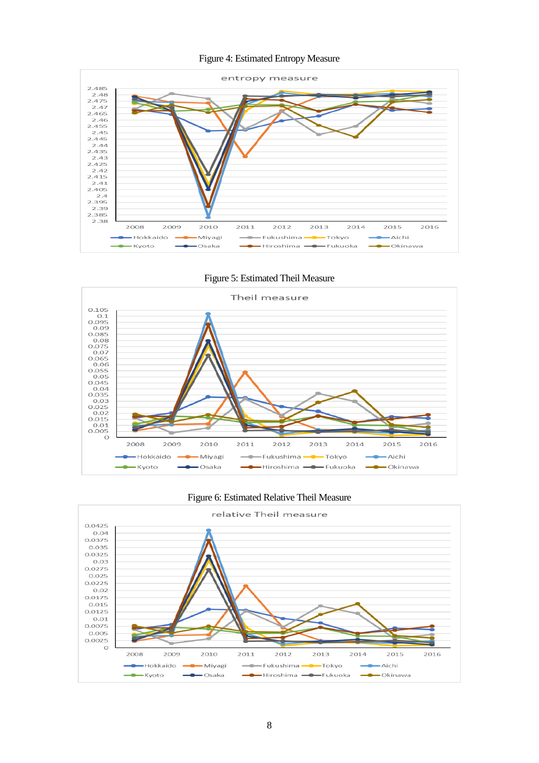Figure 4: Estimated Entropy Measure

entropy measure

2.485
2.48
2.475
2.47
2.465
2.46
2.455
2.45
2.445
2.44
2.435
2.43
2.425
2.42
2.415
2.41
2.405
2.4
2.395
2.39
2.385
2.38

2008 2009 2010 2011 2012 2013 2014 2015 2016

Hokkaido, Miyagi, Fukushima, Tokyo, Aichi, Kyoto, Osaka, Hiroshima, Fukuoka, Okinawa

Figure 5: Estimated Theil Measure

Theil measure

0.105
0.1
0.095
0.09
0.085
0.08
0.075
0.07
0.065
0.06
0.055
0.05
0.045
0.04
0.035
0.03
0.025
0.02
0.015
0.01
0.005
0

2008 2009 2010 2011 2012 2013 2014 2015 2016

Hokkaido, Miyagi, Fukushima, Tokyo, Aichi, Kyoto, Osaka, Hiroshima, Fukuoka, Okinawa

Figure 6: Estimated Relative Theil Measure

relative Theil measure

0.0425
0.04
0.0375
0.035
0.0325
0.03
0.0275
0.025
0.0225
0.02
0.0175
0.015
0.0125
0.01
0.0075
0.005
0.0025
0

2008 2009 2010 2011 2012 2013 2014 2015 2016

Hokkaido, Miyagi, Fukushima, Tokyo, Aichi, Kyoto, Osaka, Hiroshima, Fukuoka, Okinawa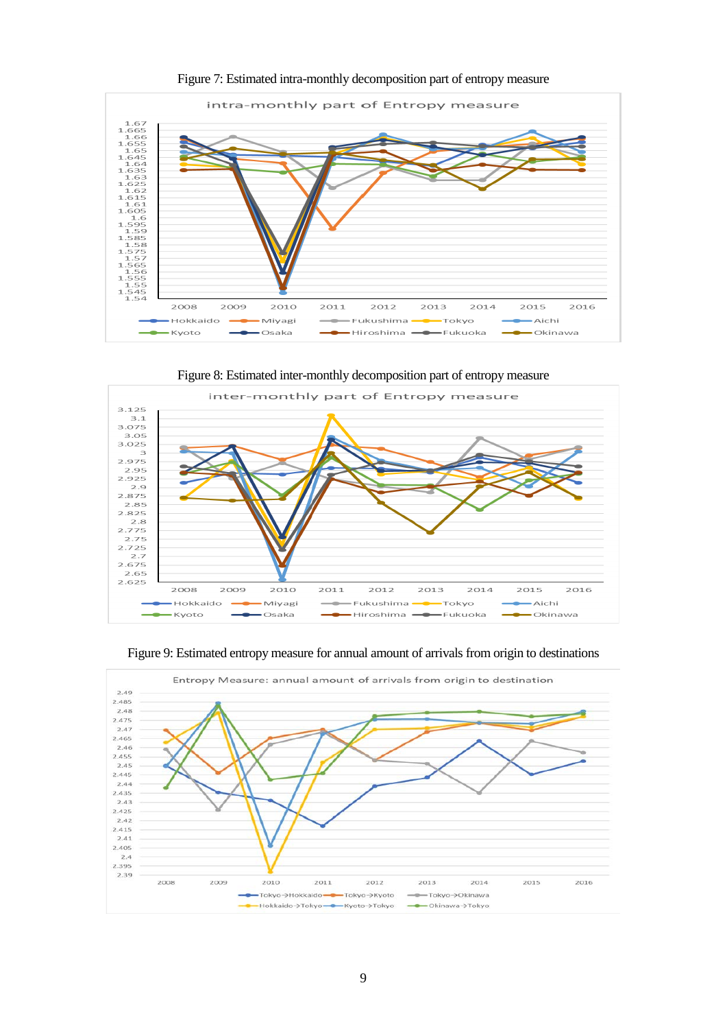Figure 7: Estimated intra-monthly decomposition part of entropy measure

intra-monthly part of Entropy measure

1.67
1.665
1.66
1.655
1.65
1.645
1.64
1.635
1.63
1.625
1.62
1.615
1.61
1.605
1.6
1.595
1.59
1.585
1.58
1.575
1.57
1.565
1.56
1.555
1.55
1.545
1.54

2008 2009 2010 2011 2012 2013 2014 2015 2016

Hokkaido Miyagi Fukushima Tokyo Aichi
Kyoto Osaka Hiroshima Fukuoka Okinawa

Figure 8: Estimated inter-monthly decomposition part of entropy measure

inter-monthly part of Entropy measure

3.125
3.1
3.075
3.05
3.025
3
2.975
2.95
2.925
2.9
2.875
2.85
2.825
2.8
2.775
2.75
2.725
2.7
2.675
2.65
2.625

2008 2009 2010 2011 2012 2013 2014 2015 2016

Hokkaido Miyagi Fukushima Tokyo Aichi
Kyoto Osaka Hiroshima Fukuoka Okinawa

Figure 9: Estimated entropy measure for annual amount of arrivals from origin to destinations

Entropy Measure: annual amount of arrivals from origin to destination

2.49
2.485
2.48
2.475
2.47
2.465
2.46
2.455
2.45
2.445
2.44
2.435
2.43
2.425
2.42
2.415
2.41
2.405
2.4
2.395
2.39

2008 2009 2010 2011 2012 2013 2014 2015 2016

Tokyo->Hokkaido Tokyo->Kyoto Tokyo->Okinawa
Hokkaido->Tokyo Kyoto->Tokyo Okinawa->Tokyo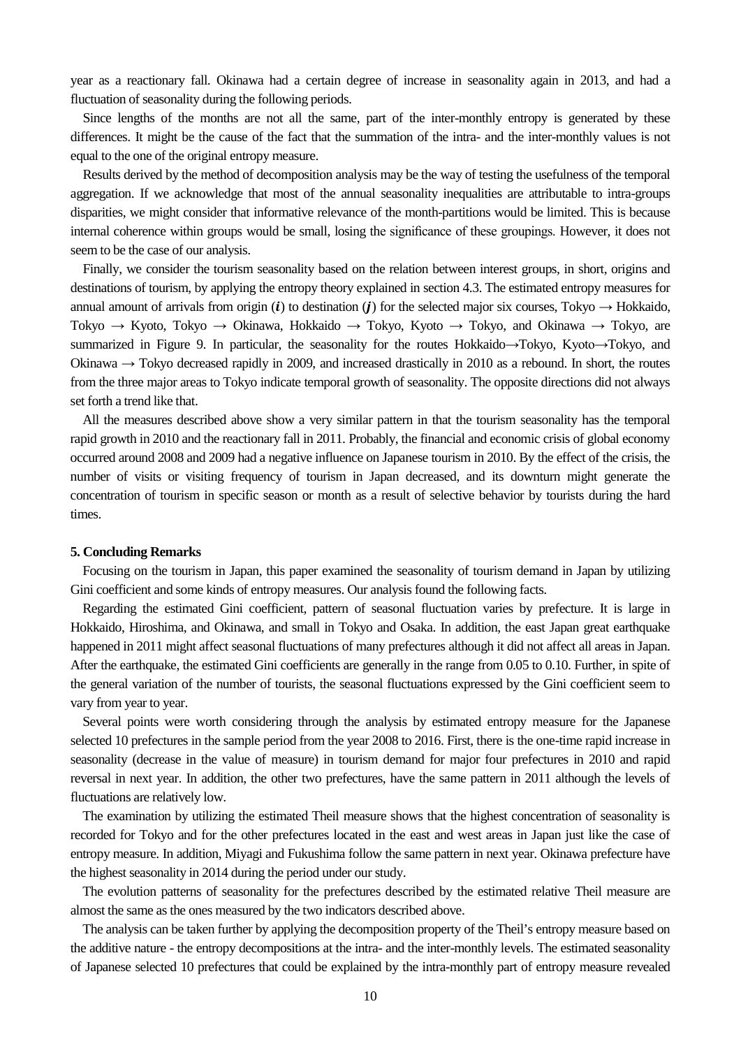year as a reactionary fall. Okinawa had a certain degree of increase in seasonality again in 2013, and had a fluctuation of seasonality during the following periods.

Since lengths of the months are not all the same, part of the inter-monthly entropy is generated by these differences. It might be the cause of the fact that the summation of the intra- and the inter-monthly values is not equal to the one of the original entropy measure.

Results derived by the method of decomposition analysis may be the way of testing the usefulness of the temporal aggregation. If we acknowledge that most of the annual seasonality inequalities are attributable to intra-groups disparities, we might consider that informative relevance of the month-partitions would be limited. This is because internal coherence within groups would be small, losing the significance of these groupings. However, it does not seem to be the case of our analysis.

Finally, we consider the tourism seasonality based on the relation between interest groups, in short, origins and destinations of tourism, by applying the entropy theory explained in section 4.3. The estimated entropy measures for annual amount of arrivals from origin ($i$) to destination ($j$) for the selected major six courses, Tokyo → Hokkaido, Tokyo → Kyoto, Tokyo → Okinawa, Hokkaido → Tokyo, Kyoto → Tokyo, and Okinawa → Tokyo, are summarized in Figure 9. In particular, the seasonality for the routes Hokkaido→Tokyo, Kyoto→Tokyo, and Okinawa → Tokyo decreased rapidly in 2009, and increased drastically in 2010 as a rebound. In short, the routes from the three major areas to Tokyo indicate temporal growth of seasonality. The opposite directions did not always set forth a trend like that.

All the measures described above show a very similar pattern in that the tourism seasonality has the temporal rapid growth in 2010 and the reactionary fall in 2011. Probably, the financial and economic crisis of global economy occurred around 2008 and 2009 had a negative influence on Japanese tourism in 2010. By the effect of the crisis, the number of visits or visiting frequency of tourism in Japan decreased, and its downturn might generate the concentration of tourism in specific season or month as a result of selective behavior by tourists during the hard times.

## 5. Concluding Remarks

Focusing on the tourism in Japan, this paper examined the seasonality of tourism demand in Japan by utilizing Gini coefficient and some kinds of entropy measures. Our analysis found the following facts.

Regarding the estimated Gini coefficient, pattern of seasonal fluctuation varies by prefecture. It is large in Hokkaido, Hiroshima, and Okinawa, and small in Tokyo and Osaka. In addition, the east Japan great earthquake happened in 2011 might affect seasonal fluctuations of many prefectures although it did not affect all areas in Japan. After the earthquake, the estimated Gini coefficients are generally in the range from 0.05 to 0.10. Further, in spite of the general variation of the number of tourists, the seasonal fluctuations expressed by the Gini coefficient seem to vary from year to year.

Several points were worth considering through the analysis by estimated entropy measure for the Japanese selected 10 prefectures in the sample period from the year 2008 to 2016. First, there is the one-time rapid increase in seasonality (decrease in the value of measure) in tourism demand for major four prefectures in 2010 and rapid reversal in next year. In addition, the other two prefectures, have the same pattern in 2011 although the levels of fluctuations are relatively low.

The examination by utilizing the estimated Theil measure shows that the highest concentration of seasonality is recorded for Tokyo and for the other prefectures located in the east and west areas in Japan just like the case of entropy measure. In addition, Miyagi and Fukushima follow the same pattern in next year. Okinawa prefecture have the highest seasonality in 2014 during the period under our study.

The evolution patterns of seasonality for the prefectures described by the estimated relative Theil measure are almost the same as the ones measured by the two indicators described above.

The analysis can be taken further by applying the decomposition property of the Theil's entropy measure based on the additive nature - the entropy decompositions at the intra- and the inter-monthly levels. The estimated seasonality of Japanese selected 10 prefectures that could be explained by the intra-monthly part of entropy measure revealed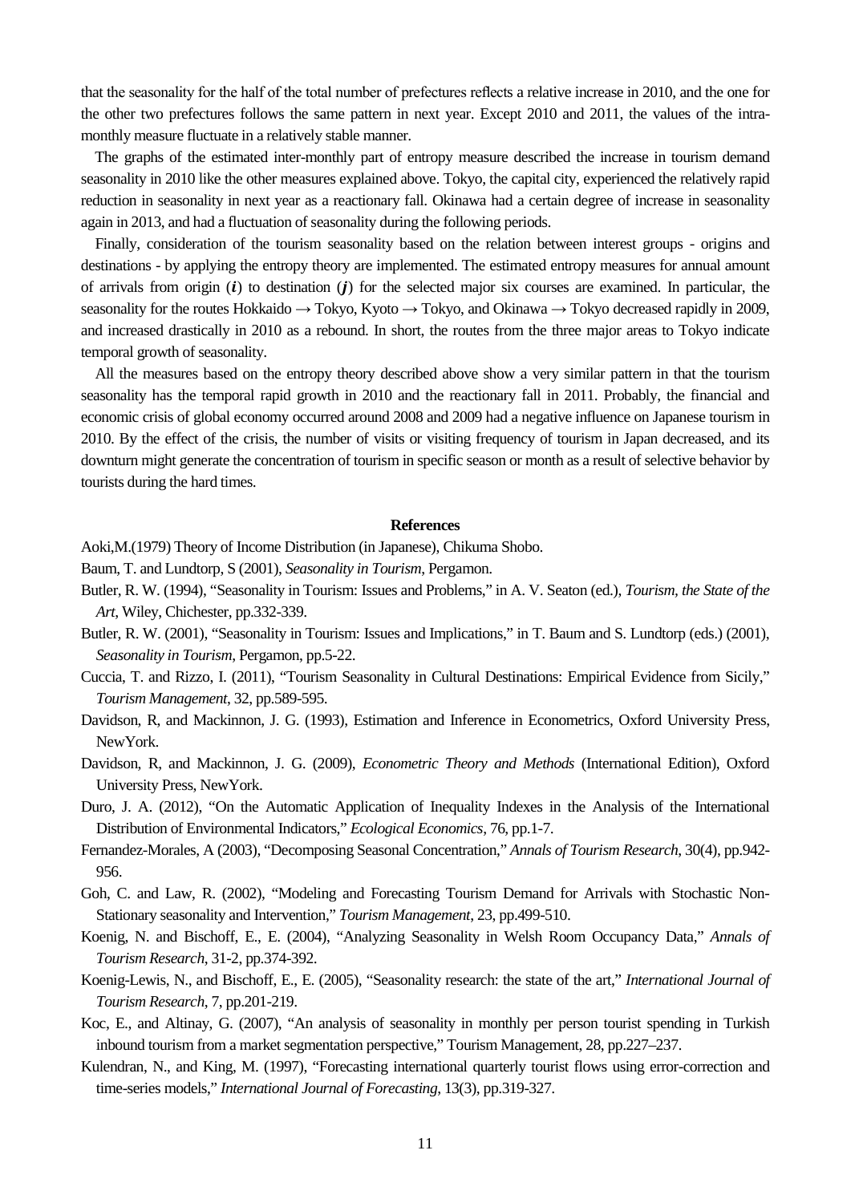that the seasonality for the half of the total number of prefectures reflects a relative increase in 2010, and the one for the other two prefectures follows the same pattern in next year. Except 2010 and 2011, the values of the intra-monthly measure fluctuate in a relatively stable manner.

The graphs of the estimated inter-monthly part of entropy measure described the increase in tourism demand seasonality in 2010 like the other measures explained above. Tokyo, the capital city, experienced the relatively rapid reduction in seasonality in next year as a reactionary fall. Okinawa had a certain degree of increase in seasonality again in 2013, and had a fluctuation of seasonality during the following periods.

Finally, consideration of the tourism seasonality based on the relation between interest groups - origins and destinations - by applying the entropy theory are implemented. The estimated entropy measures for annual amount of arrivals from origin ($\boldsymbol{i}$) to destination ($\boldsymbol{j}$) for the selected major six courses are examined. In particular, the seasonality for the routes Hokkaido → Tokyo, Kyoto → Tokyo, and Okinawa → Tokyo decreased rapidly in 2009, and increased drastically in 2010 as a rebound. In short, the routes from the three major areas to Tokyo indicate temporal growth of seasonality.

All the measures based on the entropy theory described above show a very similar pattern in that the tourism seasonality has the temporal rapid growth in 2010 and the reactionary fall in 2011. Probably, the financial and economic crisis of global economy occurred around 2008 and 2009 had a negative influence on Japanese tourism in 2010. By the effect of the crisis, the number of visits or visiting frequency of tourism in Japan decreased, and its downturn might generate the concentration of tourism in specific season or month as a result of selective behavior by tourists during the hard times.

**References**

Aoki,M.(1979) Theory of Income Distribution (in Japanese), Chikuma Shobo.

Baum, T. and Lundtorp, S (2001), *Seasonality in Tourism*, Pergamon.

Butler, R. W. (1994), "Seasonality in Tourism: Issues and Problems," in A. V. Seaton (ed.), *Tourism, the State of the Art*, Wiley, Chichester, pp.332-339.

Butler, R. W. (2001), "Seasonality in Tourism: Issues and Implications," in T. Baum and S. Lundtorp (eds.) (2001), *Seasonality in Tourism*, Pergamon, pp.5-22.

Cuccia, T. and Rizzo, I. (2011), "Tourism Seasonality in Cultural Destinations: Empirical Evidence from Sicily," *Tourism Management*, 32, pp.589-595.

Davidson, R, and Mackinnon, J. G. (1993), Estimation and Inference in Econometrics, Oxford University Press, NewYork.

Davidson, R, and Mackinnon, J. G. (2009), *Econometric Theory and Methods* (International Edition), Oxford University Press, NewYork.

Duro, J. A. (2012), "On the Automatic Application of Inequality Indexes in the Analysis of the International Distribution of Environmental Indicators," *Ecological Economics*, 76, pp.1-7.

Fernandez-Morales, A (2003), "Decomposing Seasonal Concentration," *Annals of Tourism Research*, 30(4), pp.942-956.

Goh, C. and Law, R. (2002), "Modeling and Forecasting Tourism Demand for Arrivals with Stochastic Non-Stationary seasonality and Intervention," *Tourism Management*, 23, pp.499-510.

Koenig, N. and Bischoff, E., E. (2004), "Analyzing Seasonality in Welsh Room Occupancy Data," *Annals of Tourism Research*, 31-2, pp.374-392.

Koenig-Lewis, N., and Bischoff, E., E. (2005), "Seasonality research: the state of the art," *International Journal of Tourism Research*, 7, pp.201-219.

Koc, E., and Altinay, G. (2007), "An analysis of seasonality in monthly per person tourist spending in Turkish inbound tourism from a market segmentation perspective," Tourism Management, 28, pp.227–237.

Kulendran, N., and King, M. (1997), "Forecasting international quarterly tourist flows using error-correction and time-series models," *International Journal of Forecasting*, 13(3), pp.319-327.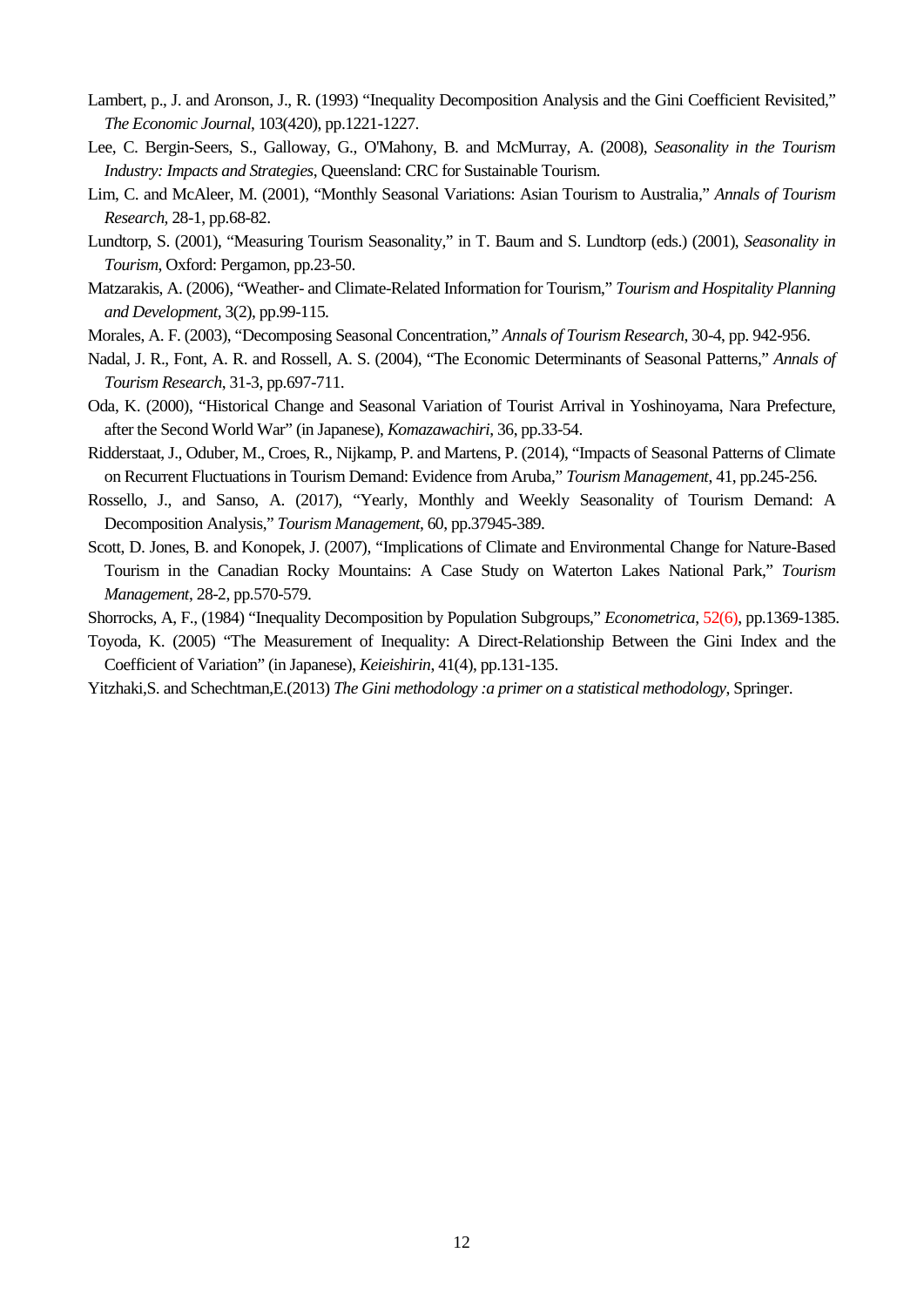Lambert, p., J. and Aronson, J., R. (1993) "Inequality Decomposition Analysis and the Gini Coefficient Revisited," *The Economic Journal*, 103(420), pp.1221-1227.

Lee, C. Bergin-Seers, S., Galloway, G., O'Mahony, B. and McMurray, A. (2008), *Seasonality in the Tourism Industry: Impacts and Strategies*, Queensland: CRC for Sustainable Tourism.

Lim, C. and McAleer, M. (2001), "Monthly Seasonal Variations: Asian Tourism to Australia," *Annals of Tourism Research*, 28-1, pp.68-82.

Lundtorp, S. (2001), "Measuring Tourism Seasonality," in T. Baum and S. Lundtorp (eds.) (2001), *Seasonality in Tourism*, Oxford: Pergamon, pp.23-50.

Matzarakis, A. (2006), "Weather- and Climate-Related Information for Tourism," *Tourism and Hospitality Planning and Development*, 3(2), pp.99-115.

Morales, A. F. (2003), "Decomposing Seasonal Concentration," *Annals of Tourism Research*, 30-4, pp. 942-956.

Nadal, J. R., Font, A. R. and Rossell, A. S. (2004), "The Economic Determinants of Seasonal Patterns," *Annals of Tourism Research*, 31-3, pp.697-711.

Oda, K. (2000), "Historical Change and Seasonal Variation of Tourist Arrival in Yoshinoyama, Nara Prefecture, after the Second World War" (in Japanese), *Komazawachiri*, 36, pp.33-54.

Ridderstaat, J., Oduber, M., Croes, R., Nijkamp, P. and Martens, P. (2014), "Impacts of Seasonal Patterns of Climate on Recurrent Fluctuations in Tourism Demand: Evidence from Aruba," *Tourism Management*, 41, pp.245-256.

Rossello, J., and Sanso, A. (2017), "Yearly, Monthly and Weekly Seasonality of Tourism Demand: A Decomposition Analysis," *Tourism Management*, 60, pp.37945-389.

Scott, D. Jones, B. and Konopek, J. (2007), "Implications of Climate and Environmental Change for Nature-Based Tourism in the Canadian Rocky Mountains: A Case Study on Waterton Lakes National Park," *Tourism Management*, 28-2, pp.570-579.

Shorrocks, A, F., (1984) "Inequality Decomposition by Population Subgroups," *Econometrica*, 52(6), pp.1369-1385.

Toyoda, K. (2005) "The Measurement of Inequality: A Direct-Relationship Between the Gini Index and the Coefficient of Variation" (in Japanese), *Keieishirin*, 41(4), pp.131-135.

Yitzhaki,S. and Schechtman,E.(2013) *The Gini methodology :a primer on a statistical methodology*, Springer.